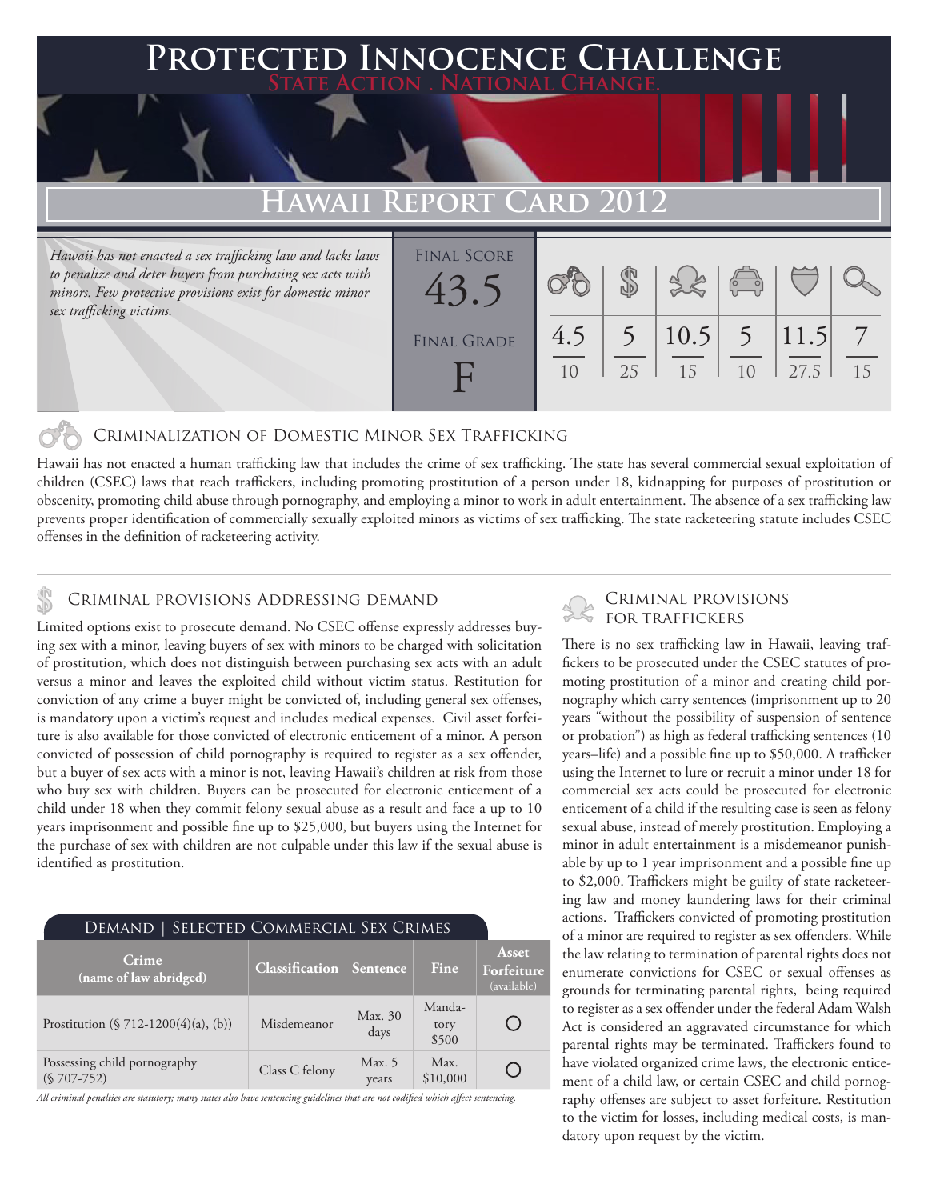# Protected Innocence Challenge

State Action . National Change.

## Hawaii Report Card 2012

*Hawaii has not enacted a sex trafficking law and lacks laws to penalize and deter buyers from purchasing sex acts with minors. Few protective provisions exist for domestic minor sex trafficking victims.*

| Final Score | | | | | | |
|---|---|---|---|---|---|---|
| 43.5 | 4.5 / 10 | 5 / 25 | 10.5 / 15 | 5 / 10 | 11.5 / 27.5 | 7 / 15 |

**Final Grade: F**

### Criminalization of Domestic Minor Sex Trafficking

Hawaii has not enacted a human trafficking law that includes the crime of sex trafficking. The state has several commercial sexual exploitation of children (CSEC) laws that reach traffickers, including promoting prostitution of a person under 18, kidnapping for purposes of prostitution or obscenity, promoting child abuse through pornography, and employing a minor to work in adult entertainment. The absence of a sex trafficking law prevents proper identification of commercially sexually exploited minors as victims of sex trafficking. The state racketeering statute includes CSEC offenses in the definition of racketeering activity.

### Criminal provisions Addressing demand

Limited options exist to prosecute demand. No CSEC offense expressly addresses buying sex with a minor, leaving buyers of sex with minors to be charged with solicitation of prostitution, which does not distinguish between purchasing sex acts with an adult versus a minor and leaves the exploited child without victim status. Restitution for conviction of any crime a buyer might be convicted of, including general sex offenses, is mandatory upon a victim's request and includes medical expenses. Civil asset forfeiture is also available for those convicted of electronic enticement of a minor. A person convicted of possession of child pornography is required to register as a sex offender, but a buyer of sex acts with a minor is not, leaving Hawaii's children at risk from those who buy sex with children. Buyers can be prosecuted for electronic enticement of a child under 18 when they commit felony sexual abuse as a result and face a up to 10 years imprisonment and possible fine up to $25,000, but buyers using the Internet for the purchase of sex with children are not culpable under this law if the sexual abuse is identified as prostitution.

#### Demand | Selected Commercial Sex Crimes

| Crime (name of law abridged) | Classification | Sentence | Fine | Asset Forfeiture (available) |
|---|---|---|---|---|
| Prostitution (§ 712-1200(4)(a), (b)) | Misdemeanor | Max. 30 days | Mandatory $500 | ○ |
| Possessing child pornography (§ 707-752) | Class C felony | Max. 5 years | Max. $10,000 | ○ |

*All criminal penalties are statutory; many states also have sentencing guidelines that are not codified which affect sentencing.*

### Criminal provisions for traffickers

There is no sex trafficking law in Hawaii, leaving traffickers to be prosecuted under the CSEC statutes of promoting prostitution of a minor and creating child pornography which carry sentences (imprisonment up to 20 years "without the possibility of suspension of sentence or probation") as high as federal trafficking sentences (10 years–life) and a possible fine up to $50,000. A trafficker using the Internet to lure or recruit a minor under 18 for commercial sex acts could be prosecuted for electronic enticement of a child if the resulting case is seen as felony sexual abuse, instead of merely prostitution. Employing a minor in adult entertainment is a misdemeanor punishable by up to 1 year imprisonment and a possible fine up to $2,000. Traffickers might be guilty of state racketeering law and money laundering laws for their criminal actions. Traffickers convicted of promoting prostitution of a minor are required to register as sex offenders. While the law relating to termination of parental rights does not enumerate convictions for CSEC or sexual offenses as grounds for terminating parental rights, being required to register as a sex offender under the federal Adam Walsh Act is considered an aggravated circumstance for which parental rights may be terminated. Traffickers found to have violated organized crime laws, the electronic enticement of a child law, or certain CSEC and child pornography offenses are subject to asset forfeiture. Restitution to the victim for losses, including medical costs, is mandatory upon request by the victim.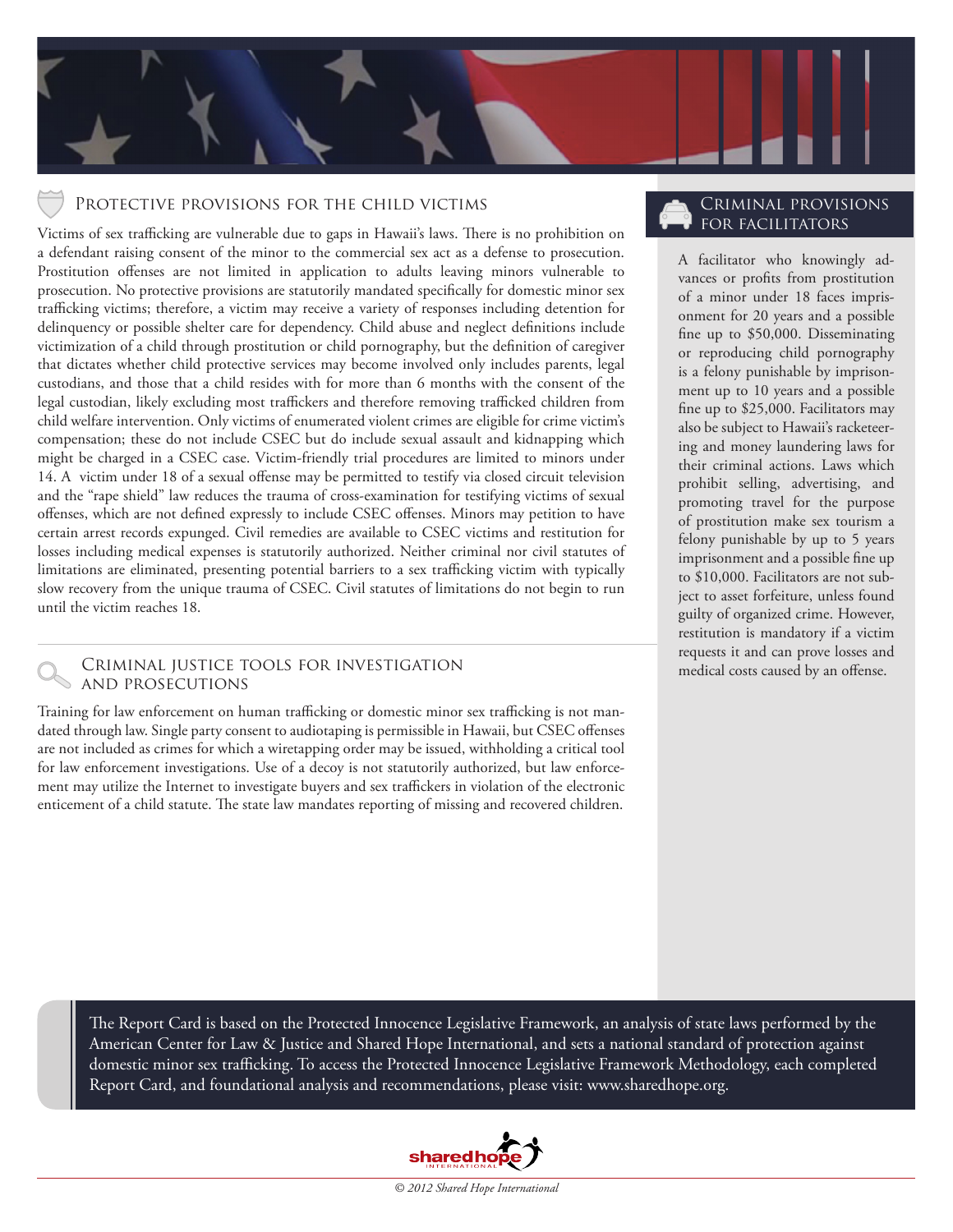## Protective provisions for the child victims

Victims of sex trafficking are vulnerable due to gaps in Hawaii's laws. There is no prohibition on a defendant raising consent of the minor to the commercial sex act as a defense to prosecution. Prostitution offenses are not limited in application to adults leaving minors vulnerable to prosecution. No protective provisions are statutorily mandated specifically for domestic minor sex trafficking victims; therefore, a victim may receive a variety of responses including detention for delinquency or possible shelter care for dependency. Child abuse and neglect definitions include victimization of a child through prostitution or child pornography, but the definition of caregiver that dictates whether child protective services may become involved only includes parents, legal custodians, and those that a child resides with for more than 6 months with the consent of the legal custodian, likely excluding most traffickers and therefore removing trafficked children from child welfare intervention. Only victims of enumerated violent crimes are eligible for crime victim's compensation; these do not include CSEC but do include sexual assault and kidnapping which might be charged in a CSEC case. Victim-friendly trial procedures are limited to minors under 14. A victim under 18 of a sexual offense may be permitted to testify via closed circuit television and the "rape shield" law reduces the trauma of cross-examination for testifying victims of sexual offenses, which are not defined expressly to include CSEC offenses. Minors may petition to have certain arrest records expunged. Civil remedies are available to CSEC victims and restitution for losses including medical expenses is statutorily authorized. Neither criminal nor civil statutes of limitations are eliminated, presenting potential barriers to a sex trafficking victim with typically slow recovery from the unique trauma of CSEC. Civil statutes of limitations do not begin to run until the victim reaches 18.

## Criminal justice tools for investigation and prosecutions

Training for law enforcement on human trafficking or domestic minor sex trafficking is not mandated through law. Single party consent to audiotaping is permissible in Hawaii, but CSEC offenses are not included as crimes for which a wiretapping order may be issued, withholding a critical tool for law enforcement investigations. Use of a decoy is not statutorily authorized, but law enforcement may utilize the Internet to investigate buyers and sex traffickers in violation of the electronic enticement of a child statute. The state law mandates reporting of missing and recovered children.

## Criminal provisions for facilitators

A facilitator who knowingly advances or profits from prostitution of a minor under 18 faces imprisonment for 20 years and a possible fine up to $50,000. Disseminating or reproducing child pornography is a felony punishable by imprisonment up to 10 years and a possible fine up to $25,000. Facilitators may also be subject to Hawaii's racketeering and money laundering laws for their criminal actions. Laws which prohibit selling, advertising, and promoting travel for the purpose of prostitution make sex tourism a felony punishable by up to 5 years imprisonment and a possible fine up to $10,000. Facilitators are not subject to asset forfeiture, unless found guilty of organized crime. However, restitution is mandatory if a victim requests it and can prove losses and medical costs caused by an offense.

The Report Card is based on the Protected Innocence Legislative Framework, an analysis of state laws performed by the American Center for Law & Justice and Shared Hope International, and sets a national standard of protection against domestic minor sex trafficking. To access the Protected Innocence Legislative Framework Methodology, each completed Report Card, and foundational analysis and recommendations, please visit: www.sharedhope.org.

shared hope INTERNATIONAL

*© 2012 Shared Hope International*